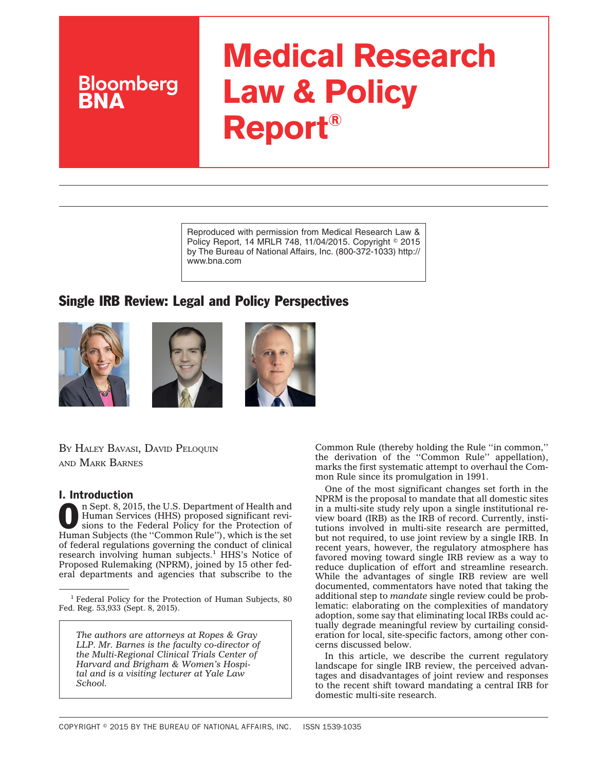# Medical Research Law & Policy Report®

Bloomberg BNA

Reproduced with permission from Medical Research Law & Policy Report, 14 MRLR 748, 11/04/2015. Copyright © 2015 by The Bureau of National Affairs, Inc. (800-372-1033) http://www.bna.com

## Single IRB Review: Legal and Policy Perspectives

By Haley Bavasi, David Peloquin and Mark Barnes

### I. Introduction

On Sept. 8, 2015, the U.S. Department of Health and Human Services (HHS) proposed significant revisions to the Federal Policy for the Protection of Human Subjects (the "Common Rule"), which is the set of federal regulations governing the conduct of clinical research involving human subjects.[1] HHS's Notice of Proposed Rulemaking (NPRM), joined by 15 other federal departments and agencies that subscribe to the Common Rule (thereby holding the Rule "in common," the derivation of the "Common Rule" appellation), marks the first systematic attempt to overhaul the Common Rule since its promulgation in 1991.

One of the most significant changes set forth in the NPRM is the proposal to mandate that all domestic sites in a multi-site study rely upon a single institutional review board (IRB) as the IRB of record. Currently, institutions involved in multi-site research are permitted, but not required, to use joint review by a single IRB. In recent years, however, the regulatory atmosphere has favored moving toward single IRB review as a way to reduce duplication of effort and streamline research. While the advantages of single IRB review are well documented, commentators have noted that taking the additional step to *mandate* single review could be problematic: elaborating on the complexities of mandatory adoption, some say that eliminating local IRBs could actually degrade meaningful review by curtailing consideration for local, site-specific factors, among other concerns discussed below.

In this article, we describe the current regulatory landscape for single IRB review, the perceived advantages and disadvantages of joint review and responses to the recent shift toward mandating a central IRB for domestic multi-site research.

[1] Federal Policy for the Protection of Human Subjects, 80 Fed. Reg. 53,933 (Sept. 8, 2015).

*The authors are attorneys at Ropes & Gray LLP. Mr. Barnes is the faculty co-director of the Multi-Regional Clinical Trials Center of Harvard and Brigham & Women's Hospital and is a visiting lecturer at Yale Law School.*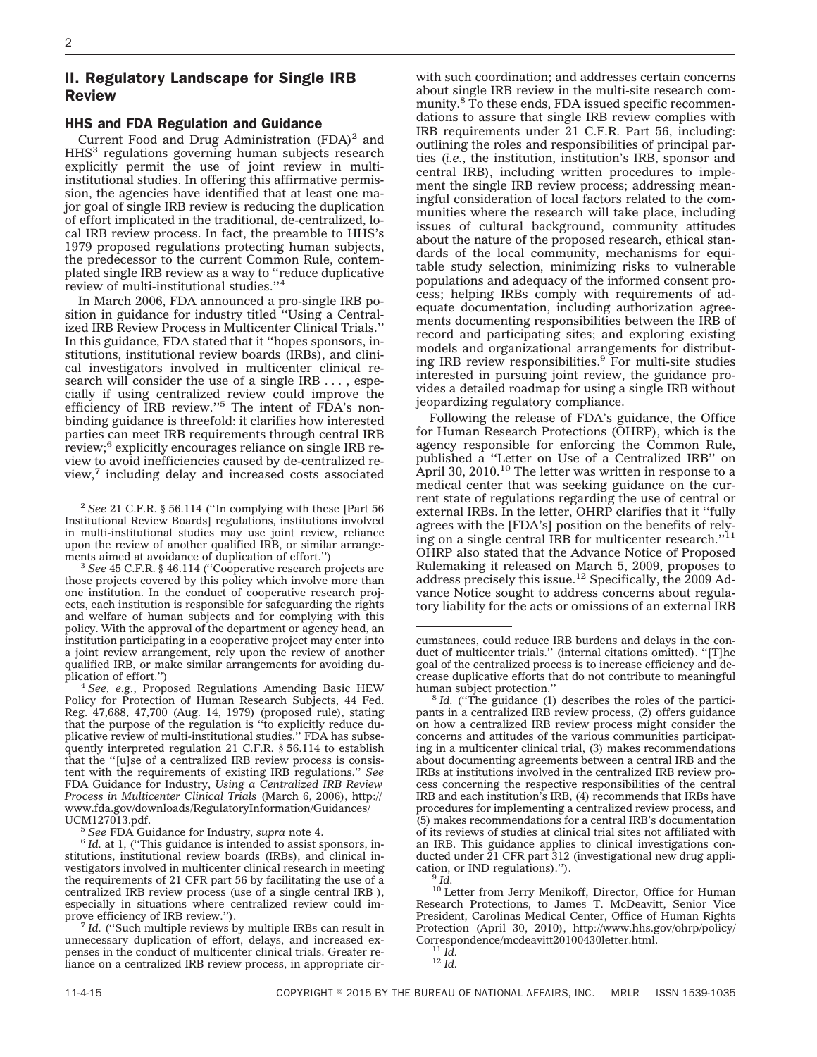## II. Regulatory Landscape for Single IRB Review

### HHS and FDA Regulation and Guidance

Current Food and Drug Administration (FDA)[2] and HHS[3] regulations governing human subjects research explicitly permit the use of joint review in multi-institutional studies. In offering this affirmative permission, the agencies have identified that at least one major goal of single IRB review is reducing the duplication of effort implicated in the traditional, de-centralized, local IRB review process. In fact, the preamble to HHS's 1979 proposed regulations protecting human subjects, the predecessor to the current Common Rule, contemplated single IRB review as a way to ''reduce duplicative review of multi-institutional studies.''[4]

In March 2006, FDA announced a pro-single IRB position in guidance for industry titled ''Using a Centralized IRB Review Process in Multicenter Clinical Trials.'' In this guidance, FDA stated that it ''hopes sponsors, institutions, institutional review boards (IRBs), and clinical investigators involved in multicenter clinical research will consider the use of a single IRB . . . , especially if using centralized review could improve the efficiency of IRB review.''[5] The intent of FDA's non-binding guidance is threefold: it clarifies how interested parties can meet IRB requirements through central IRB review;[6] explicitly encourages reliance on single IRB review to avoid inefficiencies caused by de-centralized review,[7] including delay and increased costs associated with such coordination; and addresses certain concerns about single IRB review in the multi-site research community.[8] To these ends, FDA issued specific recommendations to assure that single IRB review complies with IRB requirements under 21 C.F.R. Part 56, including: outlining the roles and responsibilities of principal parties (*i.e.*, the institution, institution's IRB, sponsor and central IRB), including written procedures to implement the single IRB review process; addressing meaningful consideration of local factors related to the communities where the research will take place, including issues of cultural background, community attitudes about the nature of the proposed research, ethical standards of the local community, mechanisms for equitable study selection, minimizing risks to vulnerable populations and adequacy of the informed consent process; helping IRBs comply with requirements of adequate documentation, including authorization agreements documenting responsibilities between the IRB of record and participating sites; and exploring existing models and organizational arrangements for distributing IRB review responsibilities.[9] For multi-site studies interested in pursuing joint review, the guidance provides a detailed roadmap for using a single IRB without jeopardizing regulatory compliance.

Following the release of FDA's guidance, the Office for Human Research Protections (OHRP), which is the agency responsible for enforcing the Common Rule, published a ''Letter on Use of a Centralized IRB'' on April 30, 2010.[10] The letter was written in response to a medical center that was seeking guidance on the current state of regulations regarding the use of central or external IRBs. In the letter, OHRP clarifies that it ''fully agrees with the [FDA's] position on the benefits of relying on a single central IRB for multicenter research.''[11] OHRP also stated that the Advance Notice of Proposed Rulemaking it released on March 5, 2009, proposes to address precisely this issue.[12] Specifically, the 2009 Advance Notice sought to address concerns about regulatory liability for the acts or omissions of an external IRB

---

[2] *See* 21 C.F.R. § 56.114 (''In complying with these [Part 56 Institutional Review Boards] regulations, institutions involved in multi-institutional studies may use joint review, reliance upon the review of another qualified IRB, or similar arrangements aimed at avoidance of duplication of effort.'')

[3] *See* 45 C.F.R. § 46.114 (''Cooperative research projects are those projects covered by this policy which involve more than one institution. In the conduct of cooperative research projects, each institution is responsible for safeguarding the rights and welfare of human subjects and for complying with this policy. With the approval of the department or agency head, an institution participating in a cooperative project may enter into a joint review arrangement, rely upon the review of another qualified IRB, or make similar arrangements for avoiding duplication of effort.'')

[4] *See, e.g.*, Proposed Regulations Amending Basic HEW Policy for Protection of Human Research Subjects, 44 Fed. Reg. 47,688, 47,700 (Aug. 14, 1979) (proposed rule), stating that the purpose of the regulation is ''to explicitly reduce duplicative review of multi-institutional studies.'' FDA has subsequently interpreted regulation 21 C.F.R. § 56.114 to establish that the ''[u]se of a centralized IRB review process is consistent with the requirements of existing IRB regulations.'' *See* FDA Guidance for Industry, *Using a Centralized IRB Review Process in Multicenter Clinical Trials* (March 6, 2006), http://www.fda.gov/downloads/RegulatoryInformation/Guidances/UCM127013.pdf.

[5] *See* FDA Guidance for Industry, *supra* note 4.

[6] *Id.* at 1, (''This guidance is intended to assist sponsors, institutions, institutional review boards (IRBs), and clinical investigators involved in multicenter clinical research in meeting the requirements of 21 CFR part 56 by facilitating the use of a centralized IRB review process (use of a single central IRB ), especially in situations where centralized review could improve efficiency of IRB review.'').

[7] *Id.* (''Such multiple reviews by multiple IRBs can result in unnecessary duplication of effort, delays, and increased expenses in the conduct of multicenter clinical trials. Greater reliance on a centralized IRB review process, in appropriate circumstances, could reduce IRB burdens and delays in the conduct of multicenter trials.'' (internal citations omitted). ''[T]he goal of the centralized process is to increase efficiency and decrease duplicative efforts that do not contribute to meaningful human subject protection.''

[8] *Id.* (''The guidance (1) describes the roles of the participants in a centralized IRB review process, (2) offers guidance on how a centralized IRB review process might consider the concerns and attitudes of the various communities participating in a multicenter clinical trial, (3) makes recommendations about documenting agreements between a central IRB and the IRBs at institutions involved in the centralized IRB review process concerning the respective responsibilities of the central IRB and each institution's IRB, (4) recommends that IRBs have procedures for implementing a centralized review process, and (5) makes recommendations for a central IRB's documentation of its reviews of studies at clinical trial sites not affiliated with an IRB. This guidance applies to clinical investigations conducted under 21 CFR part 312 (investigational new drug application, or IND regulations).'').

[9] *Id.*

[10] Letter from Jerry Menikoff, Director, Office for Human Research Protections, to James T. McDeavitt, Senior Vice President, Carolinas Medical Center, Office of Human Rights Protection (April 30, 2010), http://www.hhs.gov/ohrp/policy/Correspondence/mcdeavitt20100430letter.html.

[11] *Id.*

[12] *Id.*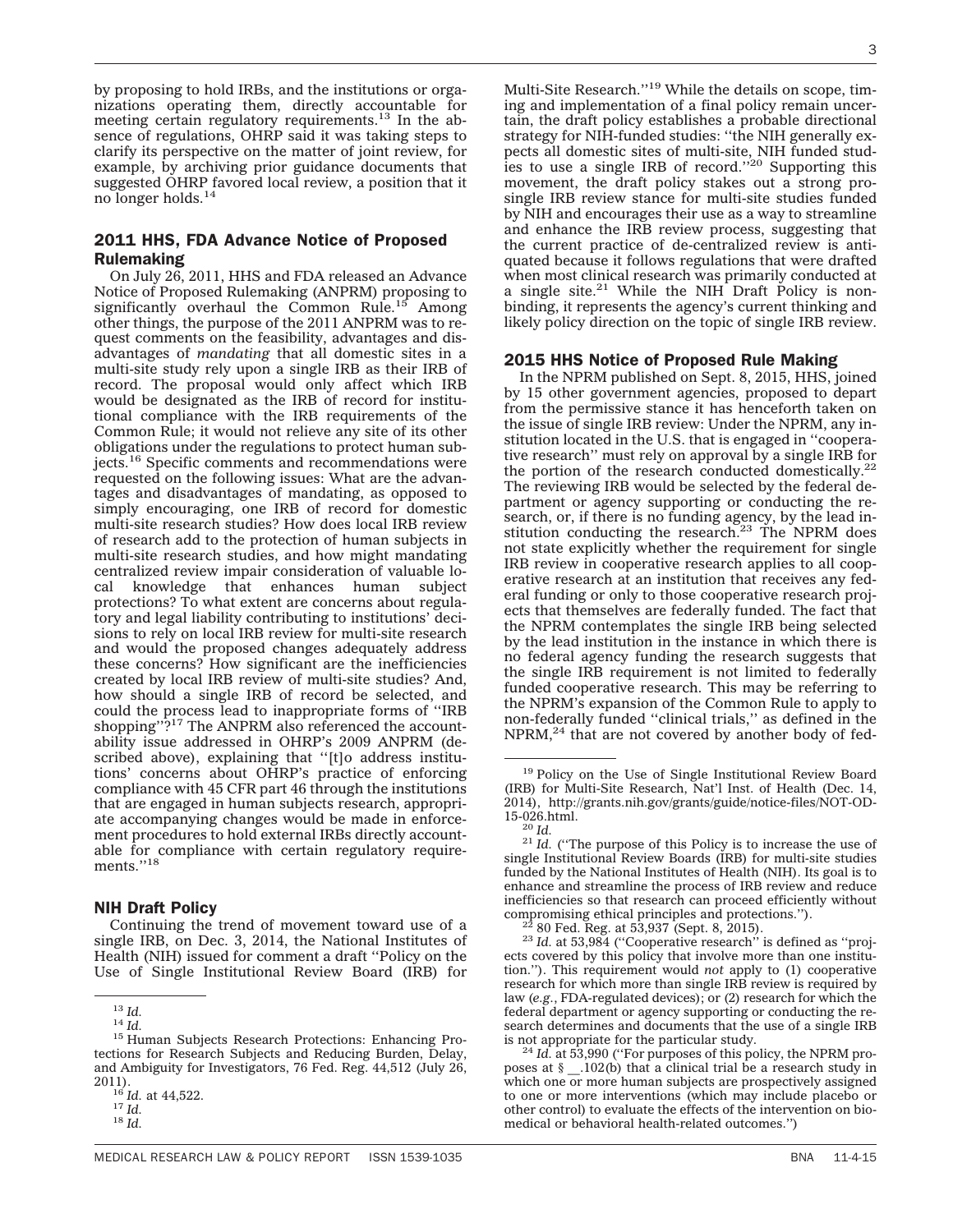by proposing to hold IRBs, and the institutions or organizations operating them, directly accountable for meeting certain regulatory requirements.[13] In the absence of regulations, OHRP said it was taking steps to clarify its perspective on the matter of joint review, for example, by archiving prior guidance documents that suggested OHRP favored local review, a position that it no longer holds.[14]

## 2011 HHS, FDA Advance Notice of Proposed Rulemaking

On July 26, 2011, HHS and FDA released an Advance Notice of Proposed Rulemaking (ANPRM) proposing to significantly overhaul the Common Rule.[15] Among other things, the purpose of the 2011 ANPRM was to request comments on the feasibility, advantages and disadvantages of *mandating* that all domestic sites in a multi-site study rely upon a single IRB as their IRB of record. The proposal would only affect which IRB would be designated as the IRB of record for institutional compliance with the IRB requirements of the Common Rule; it would not relieve any site of its other obligations under the regulations to protect human subjects.[16] Specific comments and recommendations were requested on the following issues: What are the advantages and disadvantages of mandating, as opposed to simply encouraging, one IRB of record for domestic multi-site research studies? How does local IRB review of research add to the protection of human subjects in multi-site research studies, and how might mandating centralized review impair consideration of valuable local knowledge that enhances human subject protections? To what extent are concerns about regulatory and legal liability contributing to institutions' decisions to rely on local IRB review for multi-site research and would the proposed changes adequately address these concerns? How significant are the inefficiencies created by local IRB review of multi-site studies? And, how should a single IRB of record be selected, and could the process lead to inappropriate forms of ''IRB shopping''?[17] The ANPRM also referenced the accountability issue addressed in OHRP's 2009 ANPRM (described above), explaining that ''[t]o address institutions' concerns about OHRP's practice of enforcing compliance with 45 CFR part 46 through the institutions that are engaged in human subjects research, appropriate accompanying changes would be made in enforcement procedures to hold external IRBs directly accountable for compliance with certain regulatory requirements.''[18]

## NIH Draft Policy

Continuing the trend of movement toward use of a single IRB, on Dec. 3, 2014, the National Institutes of Health (NIH) issued for comment a draft ''Policy on the Use of Single Institutional Review Board (IRB) for Multi-Site Research.''[19] While the details on scope, timing and implementation of a final policy remain uncertain, the draft policy establishes a probable directional strategy for NIH-funded studies: ''the NIH generally expects all domestic sites of multi-site, NIH funded studies to use a single IRB of record.''[20] Supporting this movement, the draft policy stakes out a strong pro-single IRB review stance for multi-site studies funded by NIH and encourages their use as a way to streamline and enhance the IRB review process, suggesting that the current practice of de-centralized review is antiquated because it follows regulations that were drafted when most clinical research was primarily conducted at a single site.[21] While the NIH Draft Policy is nonbinding, it represents the agency's current thinking and likely policy direction on the topic of single IRB review.

## 2015 HHS Notice of Proposed Rule Making

In the NPRM published on Sept. 8, 2015, HHS, joined by 15 other government agencies, proposed to depart from the permissive stance it has henceforth taken on the issue of single IRB review: Under the NPRM, any institution located in the U.S. that is engaged in ''cooperative research'' must rely on approval by a single IRB for the portion of the research conducted domestically.[22] The reviewing IRB would be selected by the federal department or agency supporting or conducting the research, or, if there is no funding agency, by the lead institution conducting the research.[23] The NPRM does not state explicitly whether the requirement for single IRB review in cooperative research applies to all cooperative research at an institution that receives any federal funding or only to those cooperative research projects that themselves are federally funded. The fact that the NPRM contemplates the single IRB being selected by the lead institution in the instance in which there is no federal agency funding the research suggests that the single IRB requirement is not limited to federally funded cooperative research. This may be referring to the NPRM's expansion of the Common Rule to apply to non-federally funded ''clinical trials,'' as defined in the NPRM,[24] that are not covered by another body of fed-

---

[13] *Id.*

[14] *Id.*

[15] Human Subjects Research Protections: Enhancing Protections for Research Subjects and Reducing Burden, Delay, and Ambiguity for Investigators, 76 Fed. Reg. 44,512 (July 26, 2011).

[16] *Id.* at 44,522.

[17] *Id.*

[18] *Id.*

[19] Policy on the Use of Single Institutional Review Board (IRB) for Multi-Site Research, Nat'l Inst. of Health (Dec. 14, 2014), http://grants.nih.gov/grants/guide/notice-files/NOT-OD-15-026.html.

[20] *Id.*

[21] *Id.* (''The purpose of this Policy is to increase the use of single Institutional Review Boards (IRB) for multi-site studies funded by the National Institutes of Health (NIH). Its goal is to enhance and streamline the process of IRB review and reduce inefficiencies so that research can proceed efficiently without compromising ethical principles and protections.'').

[22] 80 Fed. Reg. at 53,937 (Sept. 8, 2015).

[23] *Id.* at 53,984 (''Cooperative research'' is defined as ''projects covered by this policy that involve more than one institution.''). This requirement would *not* apply to (1) cooperative research for which more than single IRB review is required by law (*e.g.*, FDA-regulated devices); or (2) research for which the federal department or agency supporting or conducting the research determines and documents that the use of a single IRB is not appropriate for the particular study.

[24] *Id.* at 53,990 (''For purposes of this policy, the NPRM proposes at § __.102(b) that a clinical trial be a research study in which one or more human subjects are prospectively assigned to one or more interventions (which may include placebo or other control) to evaluate the effects of the intervention on biomedical or behavioral health-related outcomes.'')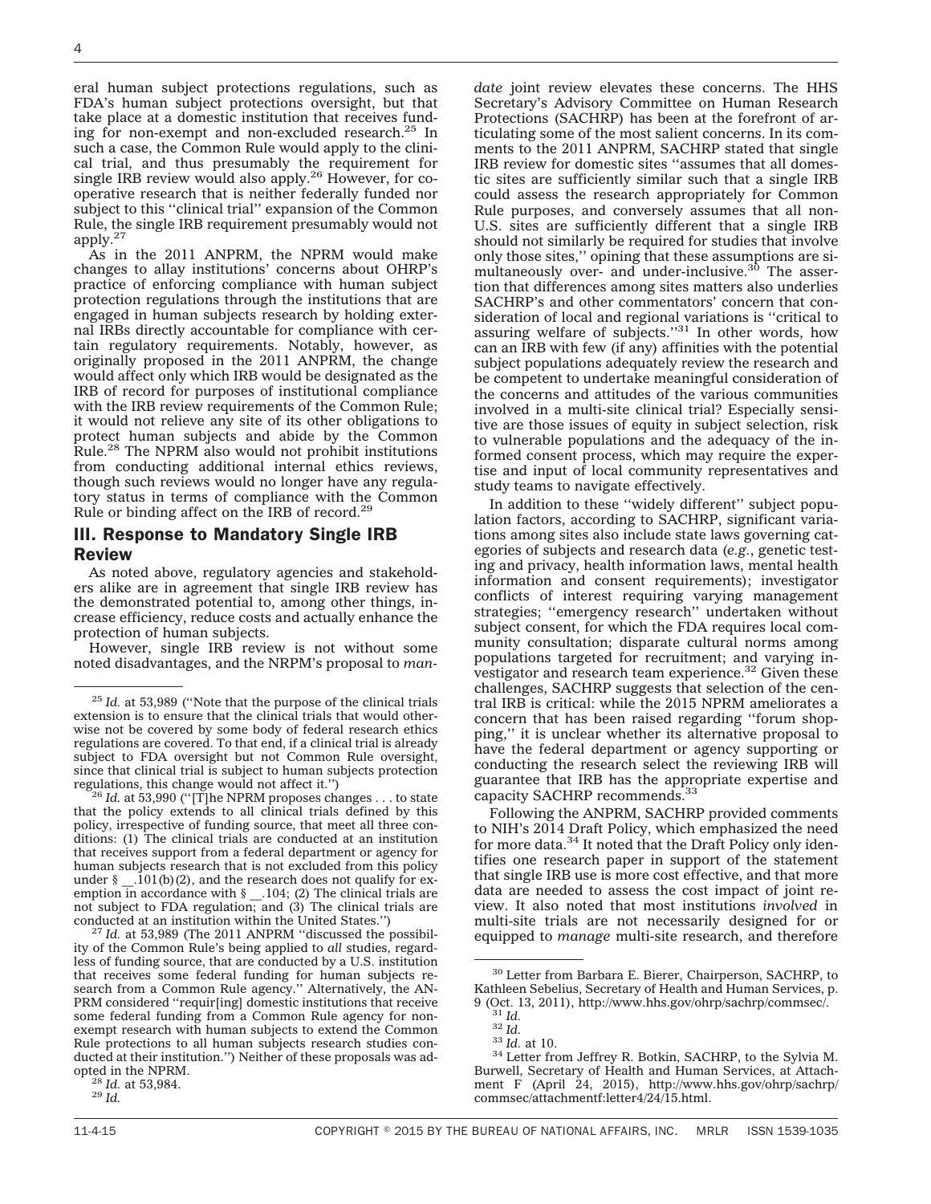eral human subject protections regulations, such as FDA's human subject protections oversight, but that take place at a domestic institution that receives funding for non-exempt and non-excluded research.[25] In such a case, the Common Rule would apply to the clinical trial, and thus presumably the requirement for single IRB review would also apply.[26] However, for cooperative research that is neither federally funded nor subject to this ''clinical trial'' expansion of the Common Rule, the single IRB requirement presumably would not apply.[27]

As in the 2011 ANPRM, the NPRM would make changes to allay institutions' concerns about OHRP's practice of enforcing compliance with human subject protection regulations through the institutions that are engaged in human subjects research by holding external IRBs directly accountable for compliance with certain regulatory requirements. Notably, however, as originally proposed in the 2011 ANPRM, the change would affect only which IRB would be designated as the IRB of record for purposes of institutional compliance with the IRB review requirements of the Common Rule; it would not relieve any site of its other obligations to protect human subjects and abide by the Common Rule.[28] The NPRM also would not prohibit institutions from conducting additional internal ethics reviews, though such reviews would no longer have any regulatory status in terms of compliance with the Common Rule or binding affect on the IRB of record.[29]

## III. Response to Mandatory Single IRB Review

As noted above, regulatory agencies and stakeholders alike are in agreement that single IRB review has the demonstrated potential to, among other things, increase efficiency, reduce costs and actually enhance the protection of human subjects.

However, single IRB review is not without some noted disadvantages, and the NRPM's proposal to *mandate* joint review elevates these concerns. The HHS Secretary's Advisory Committee on Human Research Protections (SACHRP) has been at the forefront of articulating some of the most salient concerns. In its comments to the 2011 ANPRM, SACHRP stated that single IRB review for domestic sites ''assumes that all domestic sites are sufficiently similar such that a single IRB could assess the research appropriately for Common Rule purposes, and conversely assumes that all non-U.S. sites are sufficiently different that a single IRB should not similarly be required for studies that involve only those sites,'' opining that these assumptions are simultaneously over- and under-inclusive.[30] The assertion that differences among sites matters also underlies SACHRP's and other commentators' concern that consideration of local and regional variations is ''critical to assuring welfare of subjects.''[31] In other words, how can an IRB with few (if any) affinities with the potential subject populations adequately review the research and be competent to undertake meaningful consideration of the concerns and attitudes of the various communities involved in a multi-site clinical trial? Especially sensitive are those issues of equity in subject selection, risk to vulnerable populations and the adequacy of the informed consent process, which may require the expertise and input of local community representatives and study teams to navigate effectively.

In addition to these ''widely different'' subject population factors, according to SACHRP, significant variations among sites also include state laws governing categories of subjects and research data (*e.g.*, genetic testing and privacy, health information laws, mental health information and consent requirements); investigator conflicts of interest requiring varying management strategies; ''emergency research'' undertaken without subject consent, for which the FDA requires local community consultation; disparate cultural norms among populations targeted for recruitment; and varying investigator and research team experience.[32] Given these challenges, SACHRP suggests that selection of the central IRB is critical: while the 2015 NPRM ameliorates a concern that has been raised regarding ''forum shopping,'' it is unclear whether its alternative proposal to have the federal department or agency supporting or conducting the research select the reviewing IRB will guarantee that IRB has the appropriate expertise and capacity SACHRP recommends.[33]

Following the ANPRM, SACHRP provided comments to NIH's 2014 Draft Policy, which emphasized the need for more data.[34] It noted that the Draft Policy only identifies one research paper in support of the statement that single IRB use is more cost effective, and that more data are needed to assess the cost impact of joint review. It also noted that most institutions *involved* in multi-site trials are not necessarily designed for or equipped to *manage* multi-site research, and therefore

---

[25] *Id.* at 53,989 (''Note that the purpose of the clinical trials extension is to ensure that the clinical trials that would otherwise not be covered by some body of federal research ethics regulations are covered. To that end, if a clinical trial is already subject to FDA oversight but not Common Rule oversight, since that clinical trial is subject to human subjects protection regulations, this change would not affect it.'')

[26] *Id.* at 53,990 (''[T]he NPRM proposes changes . . . to state that the policy extends to all clinical trials defined by this policy, irrespective of funding source, that meet all three conditions: (1) The clinical trials are conducted at an institution that receives support from a federal department or agency for human subjects research that is not excluded from this policy under § __.101(b)(2), and the research does not qualify for exemption in accordance with § __.104; (2) The clinical trials are not subject to FDA regulation; and (3) The clinical trials are conducted at an institution within the United States.'')

[27] *Id.* at 53,989 (The 2011 ANPRM ''discussed the possibility of the Common Rule's being applied to *all* studies, regardless of funding source, that are conducted by a U.S. institution that receives some federal funding for human subjects research from a Common Rule agency.'' Alternatively, the ANPRM considered ''requir[ing] domestic institutions that receive some federal funding from a Common Rule agency for non-exempt research with human subjects to extend the Common Rule protections to all human subjects research studies conducted at their institution.'') Neither of these proposals was adopted in the NPRM.

[28] *Id.* at 53,984.

[29] *Id.*

[30] Letter from Barbara E. Bierer, Chairperson, SACHRP, to Kathleen Sebelius, Secretary of Health and Human Services, p. 9 (Oct. 13, 2011), http://www.hhs.gov/ohrp/sachrp/commsec/.

[31] *Id.*

[32] *Id.*

[33] *Id.* at 10.

[34] Letter from Jeffrey R. Botkin, SACHRP, to the Sylvia M. Burwell, Secretary of Health and Human Services, at Attachment F (April 24, 2015), http://www.hhs.gov/ohrp/sachrp/commsec/attachmentf:letter4/24/15.html.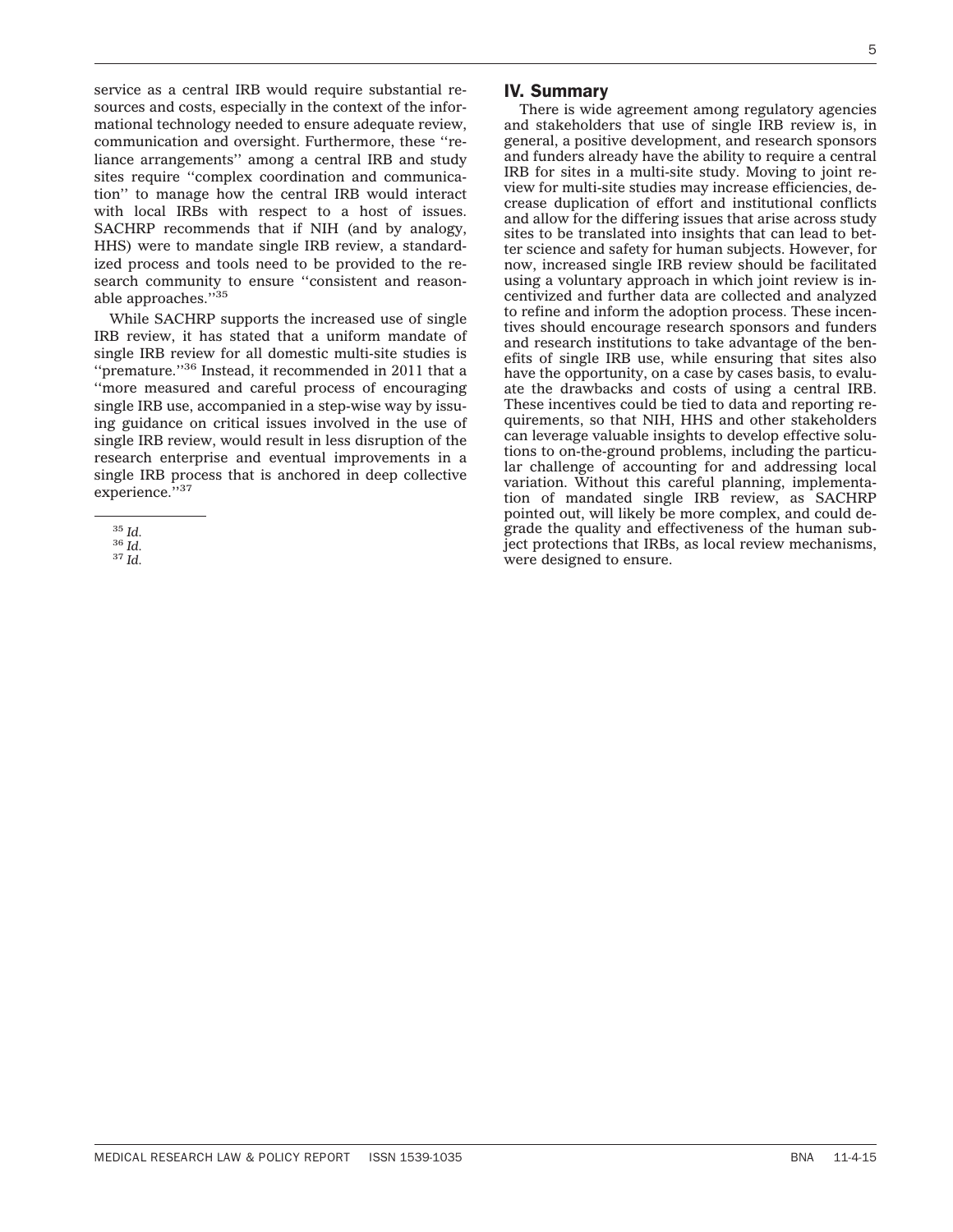service as a central IRB would require substantial resources and costs, especially in the context of the informational technology needed to ensure adequate review, communication and oversight. Furthermore, these ''reliance arrangements'' among a central IRB and study sites require ''complex coordination and communication'' to manage how the central IRB would interact with local IRBs with respect to a host of issues. SACHRP recommends that if NIH (and by analogy, HHS) were to mandate single IRB review, a standardized process and tools need to be provided to the research community to ensure ''consistent and reasonable approaches.''[35]

While SACHRP supports the increased use of single IRB review, it has stated that a uniform mandate of single IRB review for all domestic multi-site studies is ''premature.''[36] Instead, it recommended in 2011 that a ''more measured and careful process of encouraging single IRB use, accompanied in a step-wise way by issuing guidance on critical issues involved in the use of single IRB review, would result in less disruption of the research enterprise and eventual improvements in a single IRB process that is anchored in deep collective experience.''[37]

[35] *Id.*
[36] *Id.*
[37] *Id.*

## IV. Summary

There is wide agreement among regulatory agencies and stakeholders that use of single IRB review is, in general, a positive development, and research sponsors and funders already have the ability to require a central IRB for sites in a multi-site study. Moving to joint review for multi-site studies may increase efficiencies, decrease duplication of effort and institutional conflicts and allow for the differing issues that arise across study sites to be translated into insights that can lead to better science and safety for human subjects. However, for now, increased single IRB review should be facilitated using a voluntary approach in which joint review is incentivized and further data are collected and analyzed to refine and inform the adoption process. These incentives should encourage research sponsors and funders and research institutions to take advantage of the benefits of single IRB use, while ensuring that sites also have the opportunity, on a case by cases basis, to evaluate the drawbacks and costs of using a central IRB. These incentives could be tied to data and reporting requirements, so that NIH, HHS and other stakeholders can leverage valuable insights to develop effective solutions to on-the-ground problems, including the particular challenge of accounting for and addressing local variation. Without this careful planning, implementation of mandated single IRB review, as SACHRP pointed out, will likely be more complex, and could degrade the quality and effectiveness of the human subject protections that IRBs, as local review mechanisms, were designed to ensure.